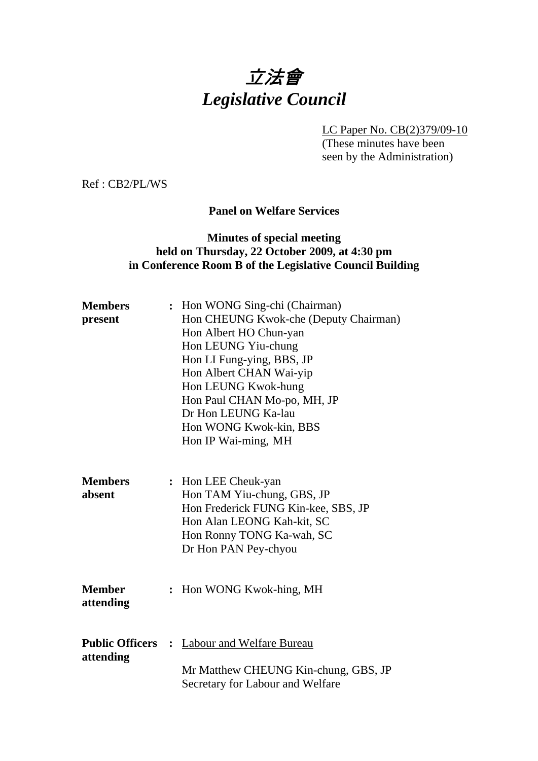# 立法會
# *Legislative Council*

LC Paper No. CB(2)379/09-10
(These minutes have been seen by the Administration)

Ref : CB2/PL/WS

**Panel on Welfare Services**

**Minutes of special meeting held on Thursday, 22 October 2009, at 4:30 pm in Conference Room B of the Legislative Council Building**

**Members present** : Hon WONG Sing-chi (Chairman)
Hon CHEUNG Kwok-che (Deputy Chairman)
Hon Albert HO Chun-yan
Hon LEUNG Yiu-chung
Hon LI Fung-ying, BBS, JP
Hon Albert CHAN Wai-yip
Hon LEUNG Kwok-hung
Hon Paul CHAN Mo-po, MH, JP
Dr Hon LEUNG Ka-lau
Hon WONG Kwok-kin, BBS
Hon IP Wai-ming, MH

**Members absent** : Hon LEE Cheuk-yan
Hon TAM Yiu-chung, GBS, JP
Hon Frederick FUNG Kin-kee, SBS, JP
Hon Alan LEONG Kah-kit, SC
Hon Ronny TONG Ka-wah, SC
Dr Hon PAN Pey-chyou

**Member attending** : Hon WONG Kwok-hing, MH

**Public Officers attending** : Labour and Welfare Bureau

Mr Matthew CHEUNG Kin-chung, GBS, JP
Secretary for Labour and Welfare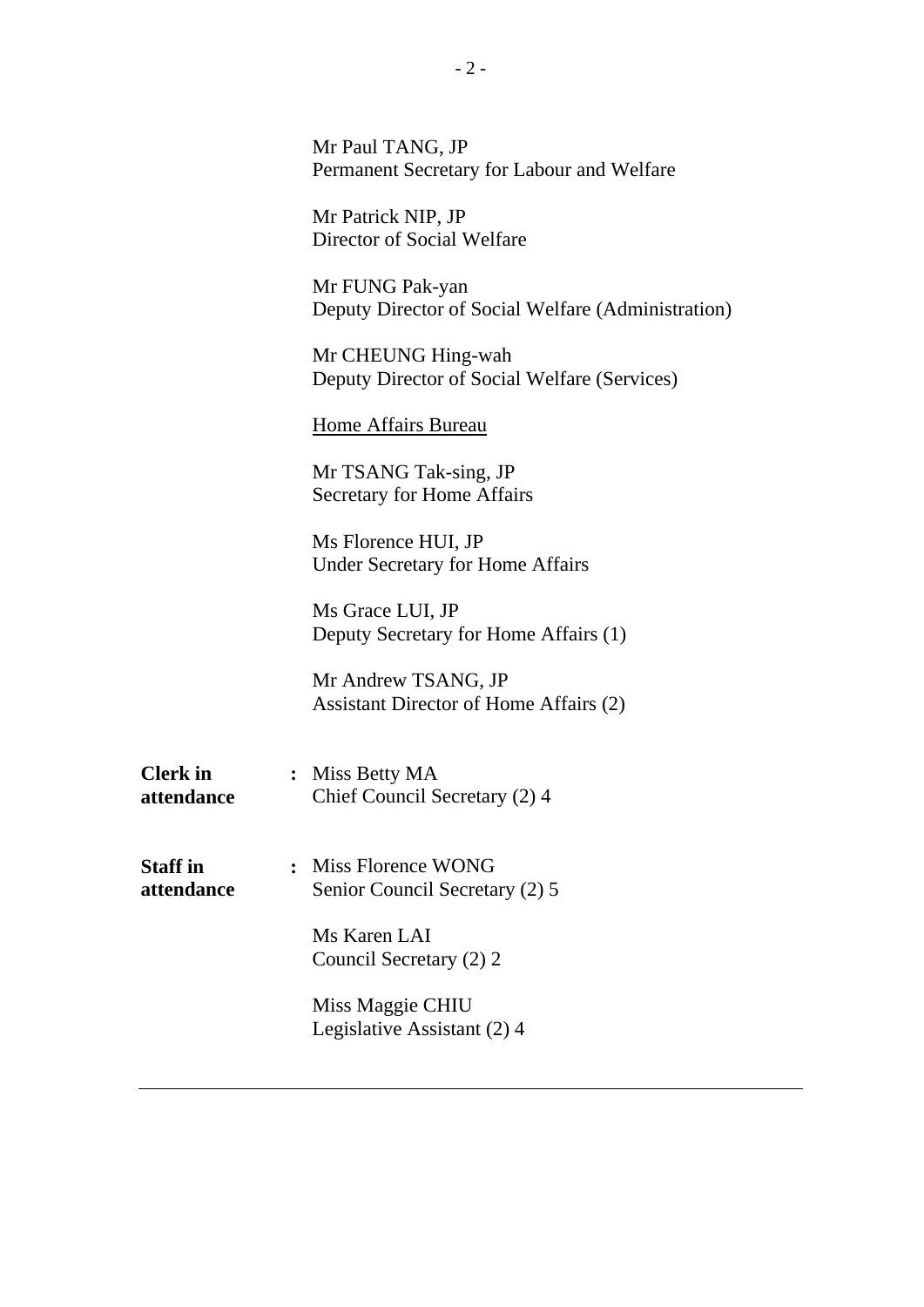Mr Paul TANG, JP
Permanent Secretary for Labour and Welfare

Mr Patrick NIP, JP
Director of Social Welfare

Mr FUNG Pak-yan
Deputy Director of Social Welfare (Administration)

Mr CHEUNG Hing-wah
Deputy Director of Social Welfare (Services)

<u>Home Affairs Bureau</u>

Mr TSANG Tak-sing, JP
Secretary for Home Affairs

Ms Florence HUI, JP
Under Secretary for Home Affairs

Ms Grace LUI, JP
Deputy Secretary for Home Affairs (1)

Mr Andrew TSANG, JP
Assistant Director of Home Affairs (2)

**Clerk in attendance** : Miss Betty MA
Chief Council Secretary (2) 4

**Staff in attendance** : Miss Florence WONG
Senior Council Secretary (2) 5

Ms Karen LAI
Council Secretary (2) 2

Miss Maggie CHIU
Legislative Assistant (2) 4

---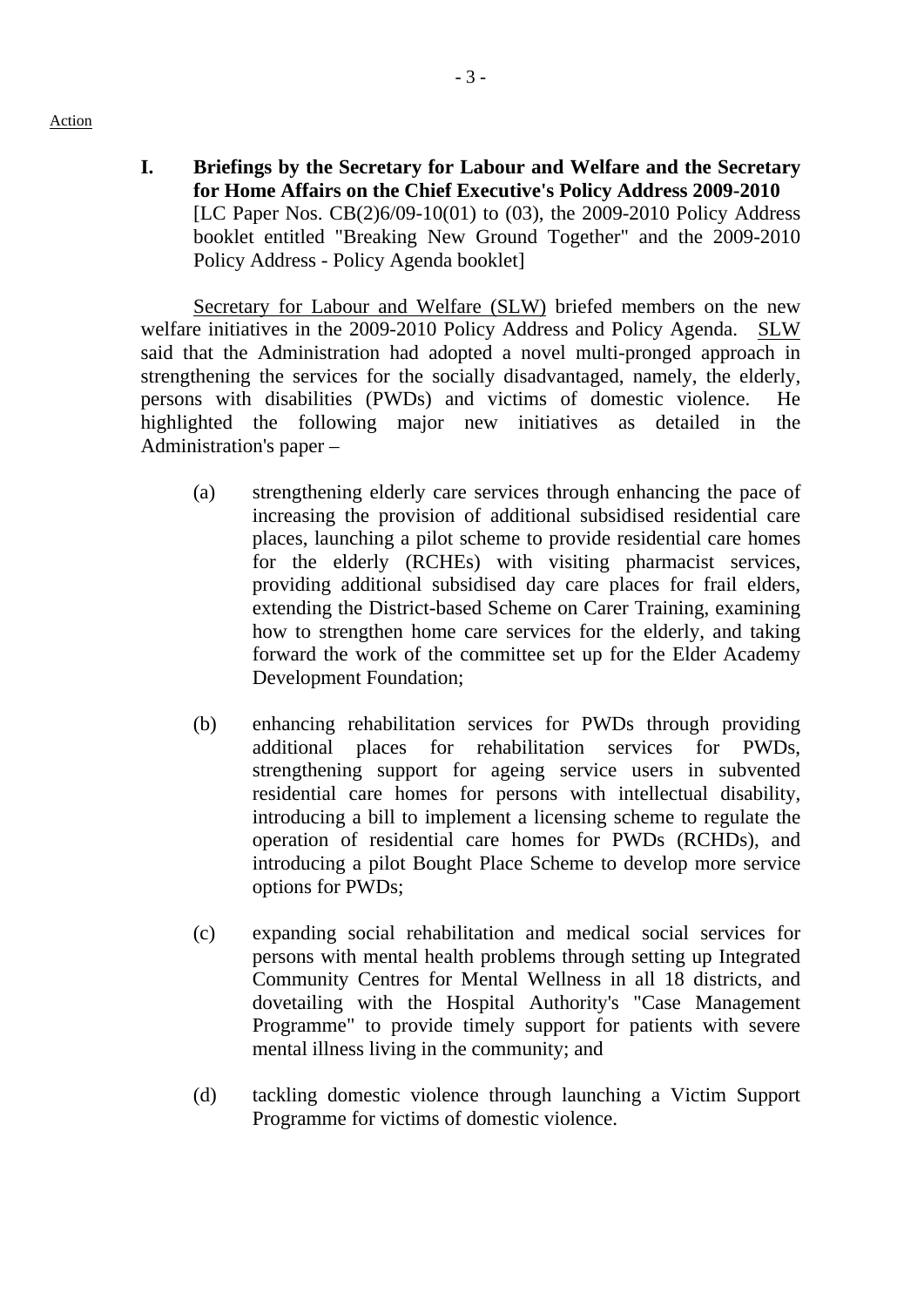Action

**I. Briefings by the Secretary for Labour and Welfare and the Secretary for Home Affairs on the Chief Executive's Policy Address 2009-2010**
[LC Paper Nos. CB(2)6/09-10(01) to (03), the 2009-2010 Policy Address booklet entitled "Breaking New Ground Together" and the 2009-2010 Policy Address - Policy Agenda booklet]

Secretary for Labour and Welfare (SLW) briefed members on the new welfare initiatives in the 2009-2010 Policy Address and Policy Agenda. SLW said that the Administration had adopted a novel multi-pronged approach in strengthening the services for the socially disadvantaged, namely, the elderly, persons with disabilities (PWDs) and victims of domestic violence. He highlighted the following major new initiatives as detailed in the Administration's paper –

(a) strengthening elderly care services through enhancing the pace of increasing the provision of additional subsidised residential care places, launching a pilot scheme to provide residential care homes for the elderly (RCHEs) with visiting pharmacist services, providing additional subsidised day care places for frail elders, extending the District-based Scheme on Carer Training, examining how to strengthen home care services for the elderly, and taking forward the work of the committee set up for the Elder Academy Development Foundation;

(b) enhancing rehabilitation services for PWDs through providing additional places for rehabilitation services for PWDs, strengthening support for ageing service users in subvented residential care homes for persons with intellectual disability, introducing a bill to implement a licensing scheme to regulate the operation of residential care homes for PWDs (RCHDs), and introducing a pilot Bought Place Scheme to develop more service options for PWDs;

(c) expanding social rehabilitation and medical social services for persons with mental health problems through setting up Integrated Community Centres for Mental Wellness in all 18 districts, and dovetailing with the Hospital Authority's "Case Management Programme" to provide timely support for patients with severe mental illness living in the community; and

(d) tackling domestic violence through launching a Victim Support Programme for victims of domestic violence.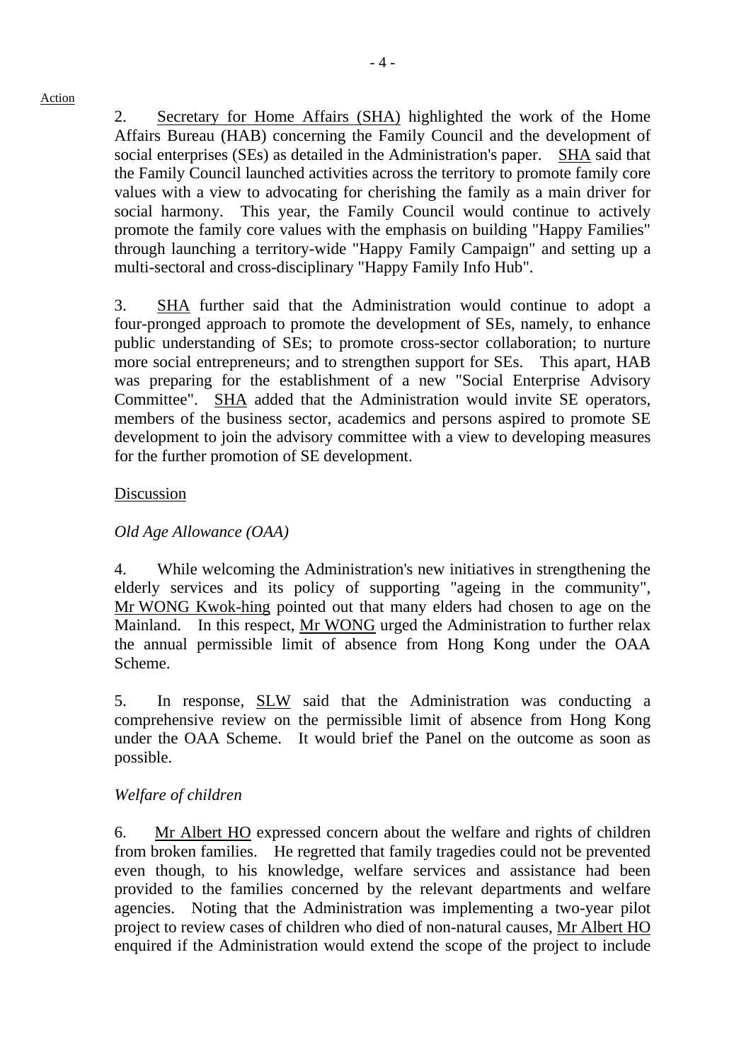Action

2. Secretary for Home Affairs (SHA) highlighted the work of the Home Affairs Bureau (HAB) concerning the Family Council and the development of social enterprises (SEs) as detailed in the Administration's paper. SHA said that the Family Council launched activities across the territory to promote family core values with a view to advocating for cherishing the family as a main driver for social harmony. This year, the Family Council would continue to actively promote the family core values with the emphasis on building "Happy Families" through launching a territory-wide "Happy Family Campaign" and setting up a multi-sectoral and cross-disciplinary "Happy Family Info Hub".

3. SHA further said that the Administration would continue to adopt a four-pronged approach to promote the development of SEs, namely, to enhance public understanding of SEs; to promote cross-sector collaboration; to nurture more social entrepreneurs; and to strengthen support for SEs. This apart, HAB was preparing for the establishment of a new "Social Enterprise Advisory Committee". SHA added that the Administration would invite SE operators, members of the business sector, academics and persons aspired to promote SE development to join the advisory committee with a view to developing measures for the further promotion of SE development.

Discussion

*Old Age Allowance (OAA)*

4. While welcoming the Administration's new initiatives in strengthening the elderly services and its policy of supporting "ageing in the community", Mr WONG Kwok-hing pointed out that many elders had chosen to age on the Mainland. In this respect, Mr WONG urged the Administration to further relax the annual permissible limit of absence from Hong Kong under the OAA Scheme.

5. In response, SLW said that the Administration was conducting a comprehensive review on the permissible limit of absence from Hong Kong under the OAA Scheme. It would brief the Panel on the outcome as soon as possible.

*Welfare of children*

6. Mr Albert HO expressed concern about the welfare and rights of children from broken families. He regretted that family tragedies could not be prevented even though, to his knowledge, welfare services and assistance had been provided to the families concerned by the relevant departments and welfare agencies. Noting that the Administration was implementing a two-year pilot project to review cases of children who died of non-natural causes, Mr Albert HO enquired if the Administration would extend the scope of the project to include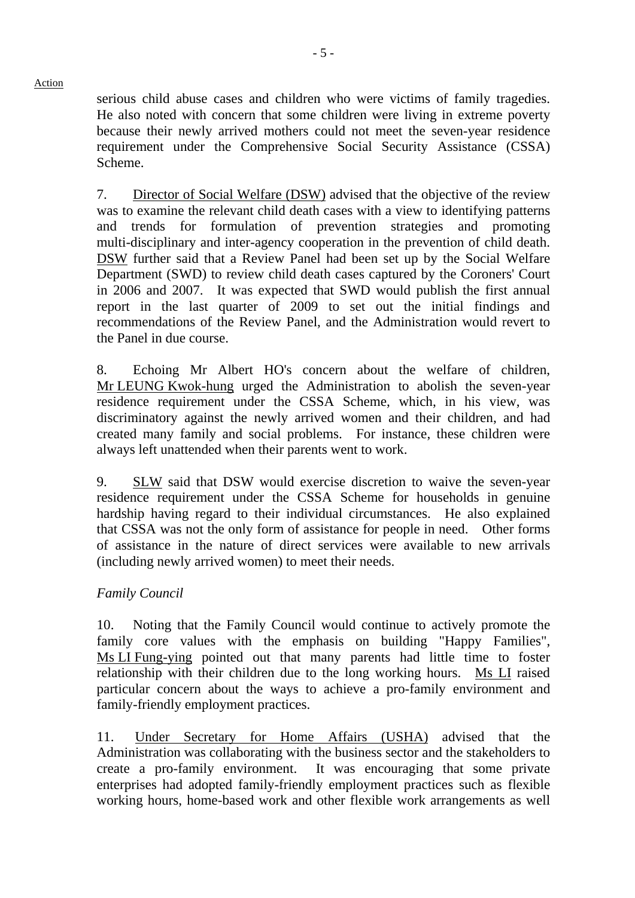Action

serious child abuse cases and children who were victims of family tragedies. He also noted with concern that some children were living in extreme poverty because their newly arrived mothers could not meet the seven-year residence requirement under the Comprehensive Social Security Assistance (CSSA) Scheme.

7. Director of Social Welfare (DSW) advised that the objective of the review was to examine the relevant child death cases with a view to identifying patterns and trends for formulation of prevention strategies and promoting multi-disciplinary and inter-agency cooperation in the prevention of child death. DSW further said that a Review Panel had been set up by the Social Welfare Department (SWD) to review child death cases captured by the Coroners' Court in 2006 and 2007. It was expected that SWD would publish the first annual report in the last quarter of 2009 to set out the initial findings and recommendations of the Review Panel, and the Administration would revert to the Panel in due course.

8. Echoing Mr Albert HO's concern about the welfare of children, Mr LEUNG Kwok-hung urged the Administration to abolish the seven-year residence requirement under the CSSA Scheme, which, in his view, was discriminatory against the newly arrived women and their children, and had created many family and social problems. For instance, these children were always left unattended when their parents went to work.

9. SLW said that DSW would exercise discretion to waive the seven-year residence requirement under the CSSA Scheme for households in genuine hardship having regard to their individual circumstances. He also explained that CSSA was not the only form of assistance for people in need. Other forms of assistance in the nature of direct services were available to new arrivals (including newly arrived women) to meet their needs.

*Family Council*

10. Noting that the Family Council would continue to actively promote the family core values with the emphasis on building "Happy Families", Ms LI Fung-ying pointed out that many parents had little time to foster relationship with their children due to the long working hours. Ms LI raised particular concern about the ways to achieve a pro-family environment and family-friendly employment practices.

11. Under Secretary for Home Affairs (USHA) advised that the Administration was collaborating with the business sector and the stakeholders to create a pro-family environment. It was encouraging that some private enterprises had adopted family-friendly employment practices such as flexible working hours, home-based work and other flexible work arrangements as well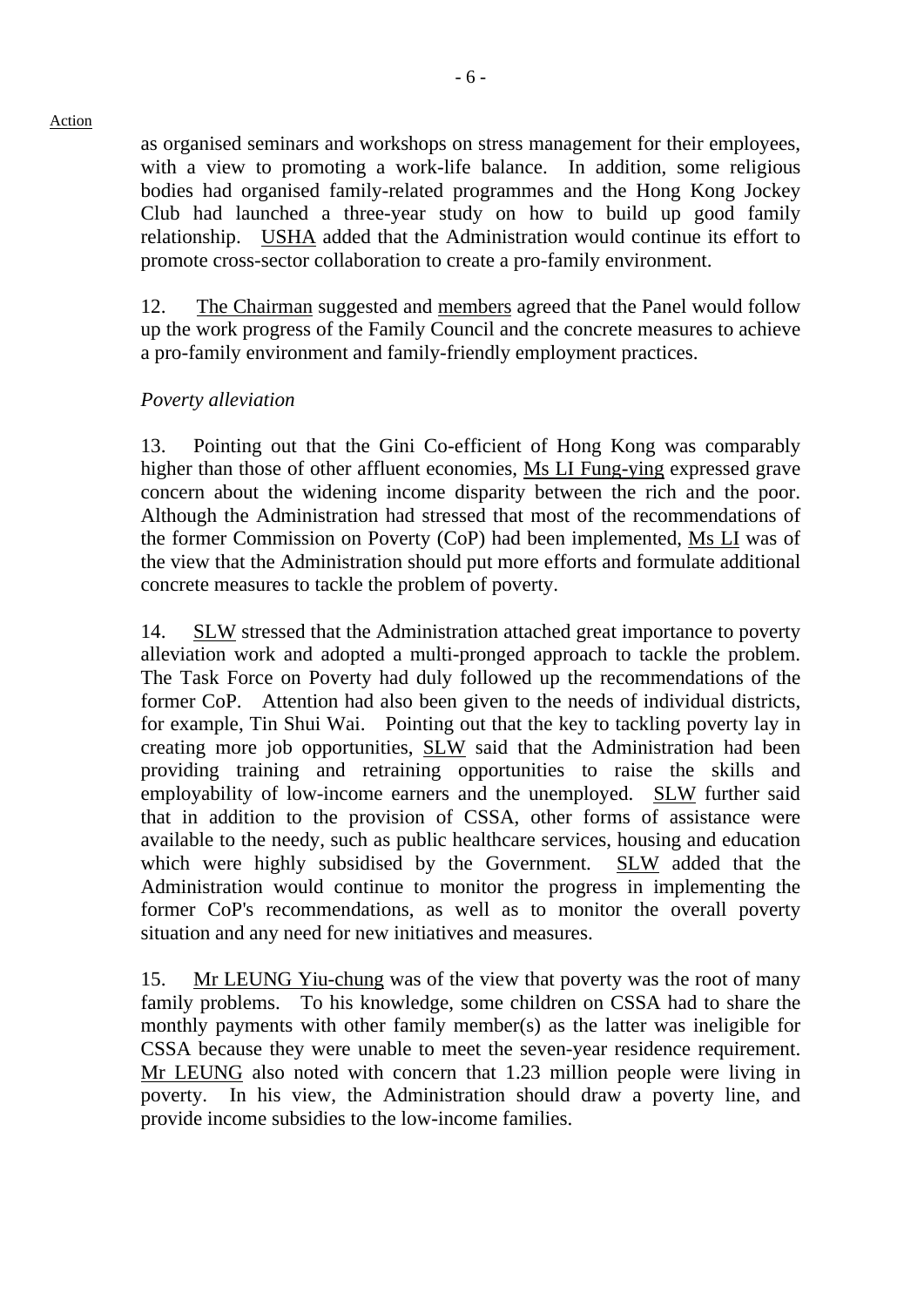Action

as organised seminars and workshops on stress management for their employees, with a view to promoting a work-life balance. In addition, some religious bodies had organised family-related programmes and the Hong Kong Jockey Club had launched a three-year study on how to build up good family relationship. USHA added that the Administration would continue its effort to promote cross-sector collaboration to create a pro-family environment.

12. The Chairman suggested and members agreed that the Panel would follow up the work progress of the Family Council and the concrete measures to achieve a pro-family environment and family-friendly employment practices.

*Poverty alleviation*

13. Pointing out that the Gini Co-efficient of Hong Kong was comparably higher than those of other affluent economies, Ms LI Fung-ying expressed grave concern about the widening income disparity between the rich and the poor. Although the Administration had stressed that most of the recommendations of the former Commission on Poverty (CoP) had been implemented, Ms LI was of the view that the Administration should put more efforts and formulate additional concrete measures to tackle the problem of poverty.

14. SLW stressed that the Administration attached great importance to poverty alleviation work and adopted a multi-pronged approach to tackle the problem. The Task Force on Poverty had duly followed up the recommendations of the former CoP. Attention had also been given to the needs of individual districts, for example, Tin Shui Wai. Pointing out that the key to tackling poverty lay in creating more job opportunities, SLW said that the Administration had been providing training and retraining opportunities to raise the skills and employability of low-income earners and the unemployed. SLW further said that in addition to the provision of CSSA, other forms of assistance were available to the needy, such as public healthcare services, housing and education which were highly subsidised by the Government. SLW added that the Administration would continue to monitor the progress in implementing the former CoP's recommendations, as well as to monitor the overall poverty situation and any need for new initiatives and measures.

15. Mr LEUNG Yiu-chung was of the view that poverty was the root of many family problems. To his knowledge, some children on CSSA had to share the monthly payments with other family member(s) as the latter was ineligible for CSSA because they were unable to meet the seven-year residence requirement. Mr LEUNG also noted with concern that 1.23 million people were living in poverty. In his view, the Administration should draw a poverty line, and provide income subsidies to the low-income families.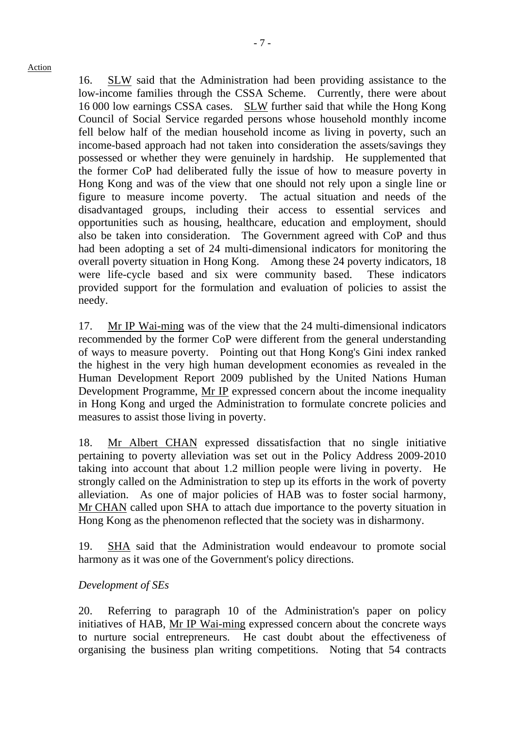16. SLW said that the Administration had been providing assistance to the low-income families through the CSSA Scheme. Currently, there were about 16 000 low earnings CSSA cases. SLW further said that while the Hong Kong Council of Social Service regarded persons whose household monthly income fell below half of the median household income as living in poverty, such an income-based approach had not taken into consideration the assets/savings they possessed or whether they were genuinely in hardship. He supplemented that the former CoP had deliberated fully the issue of how to measure poverty in Hong Kong and was of the view that one should not rely upon a single line or figure to measure income poverty. The actual situation and needs of the disadvantaged groups, including their access to essential services and opportunities such as housing, healthcare, education and employment, should also be taken into consideration. The Government agreed with CoP and thus had been adopting a set of 24 multi-dimensional indicators for monitoring the overall poverty situation in Hong Kong. Among these 24 poverty indicators, 18 were life-cycle based and six were community based. These indicators provided support for the formulation and evaluation of policies to assist the needy.

17. Mr IP Wai-ming was of the view that the 24 multi-dimensional indicators recommended by the former CoP were different from the general understanding of ways to measure poverty. Pointing out that Hong Kong's Gini index ranked the highest in the very high human development economies as revealed in the Human Development Report 2009 published by the United Nations Human Development Programme, Mr IP expressed concern about the income inequality in Hong Kong and urged the Administration to formulate concrete policies and measures to assist those living in poverty.

18. Mr Albert CHAN expressed dissatisfaction that no single initiative pertaining to poverty alleviation was set out in the Policy Address 2009-2010 taking into account that about 1.2 million people were living in poverty. He strongly called on the Administration to step up its efforts in the work of poverty alleviation. As one of major policies of HAB was to foster social harmony, Mr CHAN called upon SHA to attach due importance to the poverty situation in Hong Kong as the phenomenon reflected that the society was in disharmony.

19. SHA said that the Administration would endeavour to promote social harmony as it was one of the Government's policy directions.

*Development of SEs*

20. Referring to paragraph 10 of the Administration's paper on policy initiatives of HAB, Mr IP Wai-ming expressed concern about the concrete ways to nurture social entrepreneurs. He cast doubt about the effectiveness of organising the business plan writing competitions. Noting that 54 contracts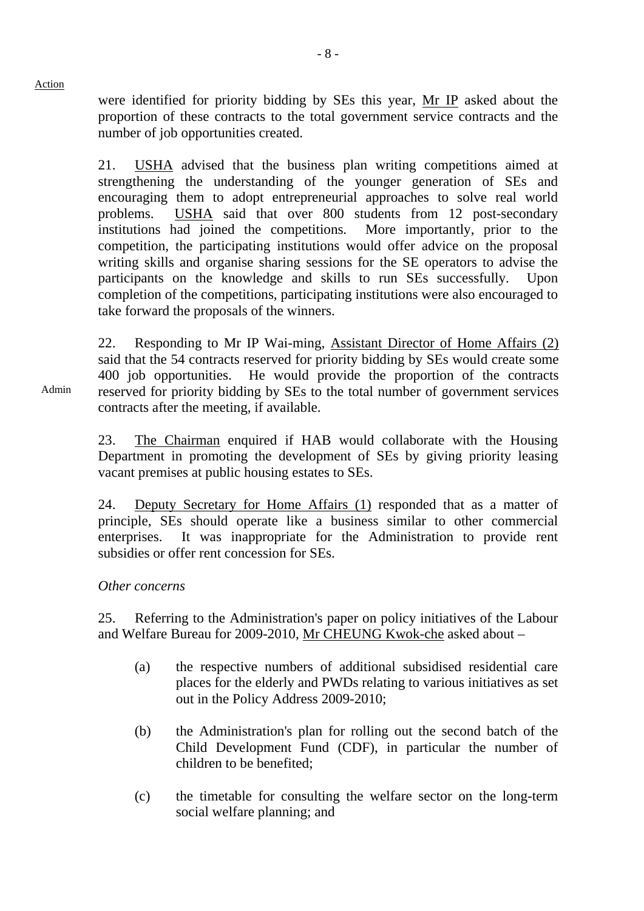Action

were identified for priority bidding by SEs this year, Mr IP asked about the proportion of these contracts to the total government service contracts and the number of job opportunities created.

21. USHA advised that the business plan writing competitions aimed at strengthening the understanding of the younger generation of SEs and encouraging them to adopt entrepreneurial approaches to solve real world problems. USHA said that over 800 students from 12 post-secondary institutions had joined the competitions. More importantly, prior to the competition, the participating institutions would offer advice on the proposal writing skills and organise sharing sessions for the SE operators to advise the participants on the knowledge and skills to run SEs successfully. Upon completion of the competitions, participating institutions were also encouraged to take forward the proposals of the winners.

22. Responding to Mr IP Wai-ming, Assistant Director of Home Affairs (2) said that the 54 contracts reserved for priority bidding by SEs would create some 400 job opportunities. He would provide the proportion of the contracts reserved for priority bidding by SEs to the total number of government services contracts after the meeting, if available.

Admin

23. The Chairman enquired if HAB would collaborate with the Housing Department in promoting the development of SEs by giving priority leasing vacant premises at public housing estates to SEs.

24. Deputy Secretary for Home Affairs (1) responded that as a matter of principle, SEs should operate like a business similar to other commercial enterprises. It was inappropriate for the Administration to provide rent subsidies or offer rent concession for SEs.

*Other concerns*

25. Referring to the Administration's paper on policy initiatives of the Labour and Welfare Bureau for 2009-2010, Mr CHEUNG Kwok-che asked about –

(a) the respective numbers of additional subsidised residential care places for the elderly and PWDs relating to various initiatives as set out in the Policy Address 2009-2010;

(b) the Administration's plan for rolling out the second batch of the Child Development Fund (CDF), in particular the number of children to be benefited;

(c) the timetable for consulting the welfare sector on the long-term social welfare planning; and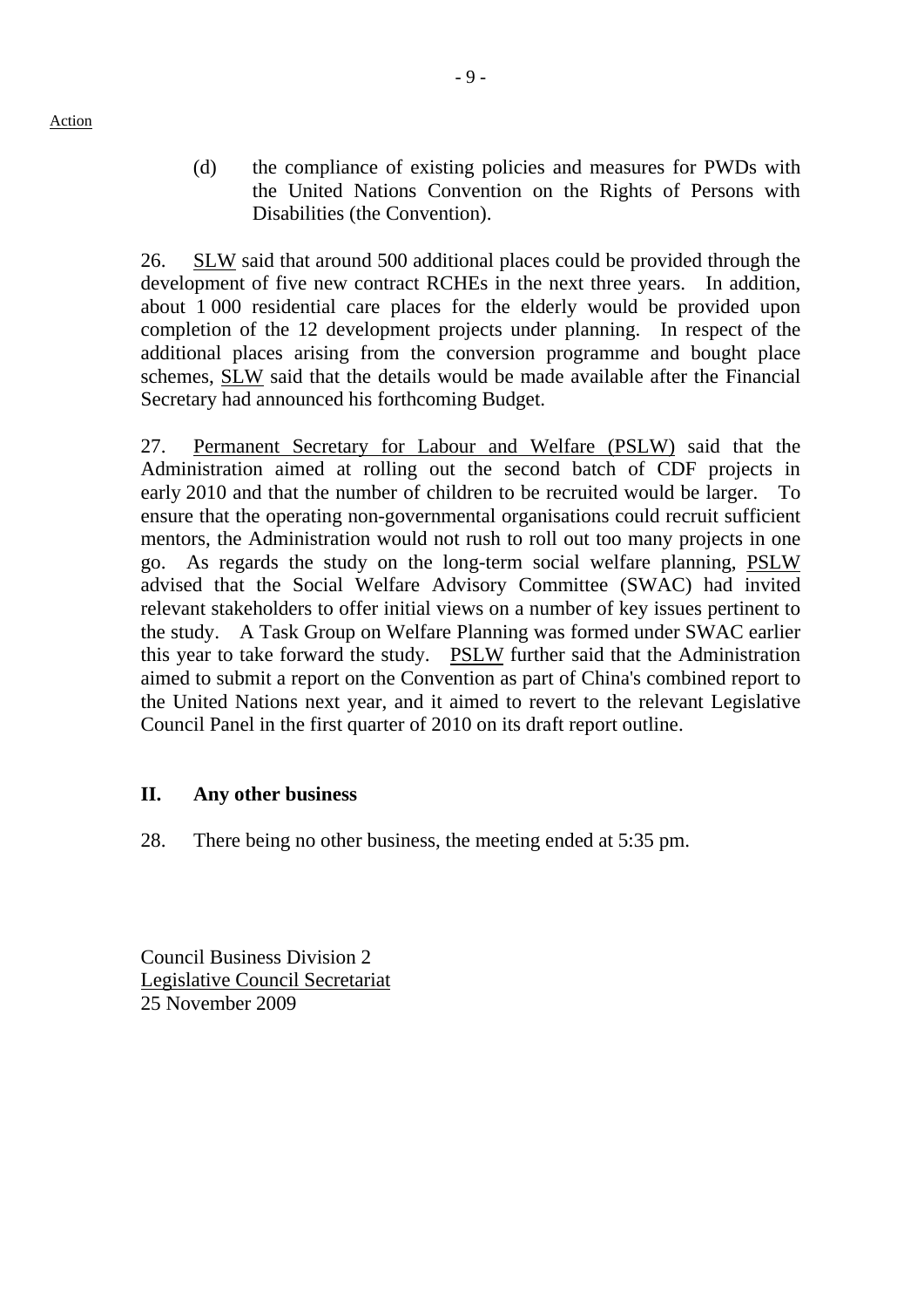Action

(d) the compliance of existing policies and measures for PWDs with the United Nations Convention on the Rights of Persons with Disabilities (the Convention).

26. SLW said that around 500 additional places could be provided through the development of five new contract RCHEs in the next three years. In addition, about 1 000 residential care places for the elderly would be provided upon completion of the 12 development projects under planning. In respect of the additional places arising from the conversion programme and bought place schemes, SLW said that the details would be made available after the Financial Secretary had announced his forthcoming Budget.

27. Permanent Secretary for Labour and Welfare (PSLW) said that the Administration aimed at rolling out the second batch of CDF projects in early 2010 and that the number of children to be recruited would be larger. To ensure that the operating non-governmental organisations could recruit sufficient mentors, the Administration would not rush to roll out too many projects in one go. As regards the study on the long-term social welfare planning, PSLW advised that the Social Welfare Advisory Committee (SWAC) had invited relevant stakeholders to offer initial views on a number of key issues pertinent to the study. A Task Group on Welfare Planning was formed under SWAC earlier this year to take forward the study. PSLW further said that the Administration aimed to submit a report on the Convention as part of China's combined report to the United Nations next year, and it aimed to revert to the relevant Legislative Council Panel in the first quarter of 2010 on its draft report outline.

## II. Any other business

28. There being no other business, the meeting ended at 5:35 pm.

Council Business Division 2
Legislative Council Secretariat
25 November 2009